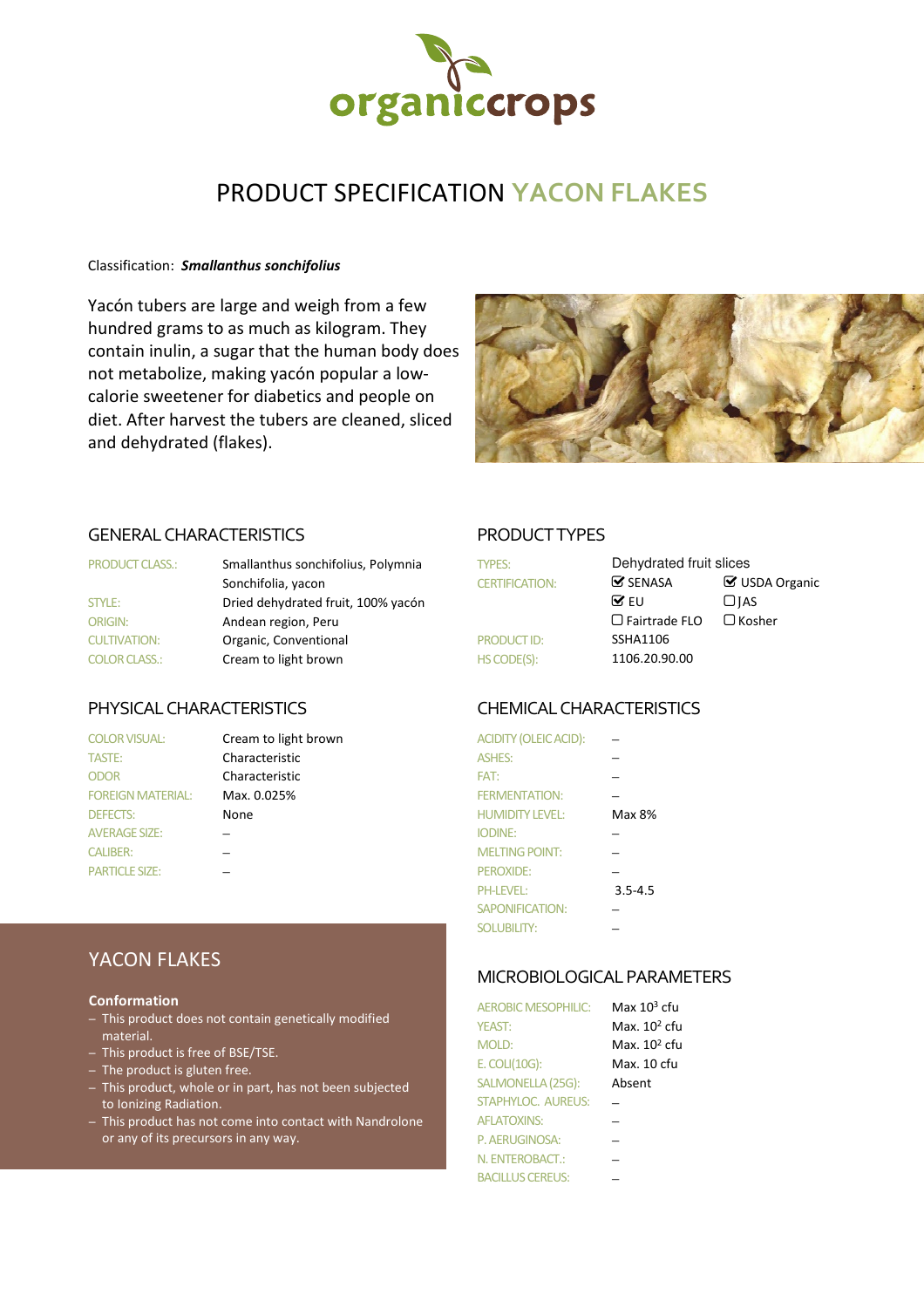# PRODUCT SPECIFICATION YACON FLAKES

Classification: ***Smallanthus sonchifolius***

Yacón tubers are large and weigh from a few hundred grams to as much as kilogram. They contain inulin, a sugar that the human body does not metabolize, making yacón popular a low-calorie sweetener for diabetics and people on diet. After harvest the tubers are cleaned, sliced and dehydrated (flakes).

## GENERAL CHARACTERISTICS

| | |
|---|---|
| PRODUCT CLASS.: | Smallanthus sonchifolius, Polymnia Sonchifolia, yacon |
| STYLE: | Dried dehydrated fruit, 100% yacón |
| ORIGIN: | Andean region, Peru |
| CULTIVATION: | Organic, Conventional |
| COLOR CLASS.: | Cream to light brown |

## PRODUCT TYPES

| | | |
|---|---|---|
| TYPES: | Dehydrated fruit slices | |
| CERTIFICATION: | ☑ SENASA | ☑ USDA Organic |
| | ☑ EU | ☐ JAS |
| | ☐ Fairtrade FLO | ☐ Kosher |
| PRODUCT ID: | SSHA1106 | |
| HS CODE(S): | 1106.20.90.00 | |

## PHYSICAL CHARACTERISTICS

| | |
|---|---|
| COLOR VISUAL: | Cream to light brown |
| TASTE: | Characteristic |
| ODOR | Characteristic |
| FOREIGN MATERIAL: | Max. 0.025% |
| DEFECTS: | None |
| AVERAGE SIZE: | – |
| CALIBER: | – |
| PARTICLE SIZE: | – |

## CHEMICAL CHARACTERISTICS

| | |
|---|---|
| ACIDITY (OLEIC ACID): | – |
| ASHES: | – |
| FAT: | – |
| FERMENTATION: | – |
| HUMIDITY LEVEL: | Max 8% |
| IODINE: | – |
| MELTING POINT: | – |
| PEROXIDE: | – |
| PH-LEVEL: | 3.5-4.5 |
| SAPONIFICATION: | – |
| SOLUBILITY: | – |

## YACON FLAKES

**Conformation**

- This product does not contain genetically modified material.
- This product is free of BSE/TSE.
- The product is gluten free.
- This product, whole or in part, has not been subjected to Ionizing Radiation.
- This product has not come into contact with Nandrolone or any of its precursors in any way.

## MICROBIOLOGICAL PARAMETERS

| | |
|---|---|
| AEROBIC MESOPHILIC: | Max $10^3$ cfu |
| YEAST: | Max. $10^2$ cfu |
| MOLD: | Max. $10^2$ cfu |
| E. COLI(10G): | Max. 10 cfu |
| SALMONELLA (25G): | Absent |
| STAPHYLOC. AUREUS: | – |
| AFLATOXINS: | – |
| P. AERUGINOSA: | – |
| N. ENTEROBACT.: | – |
| BACILLUS CEREUS: | – |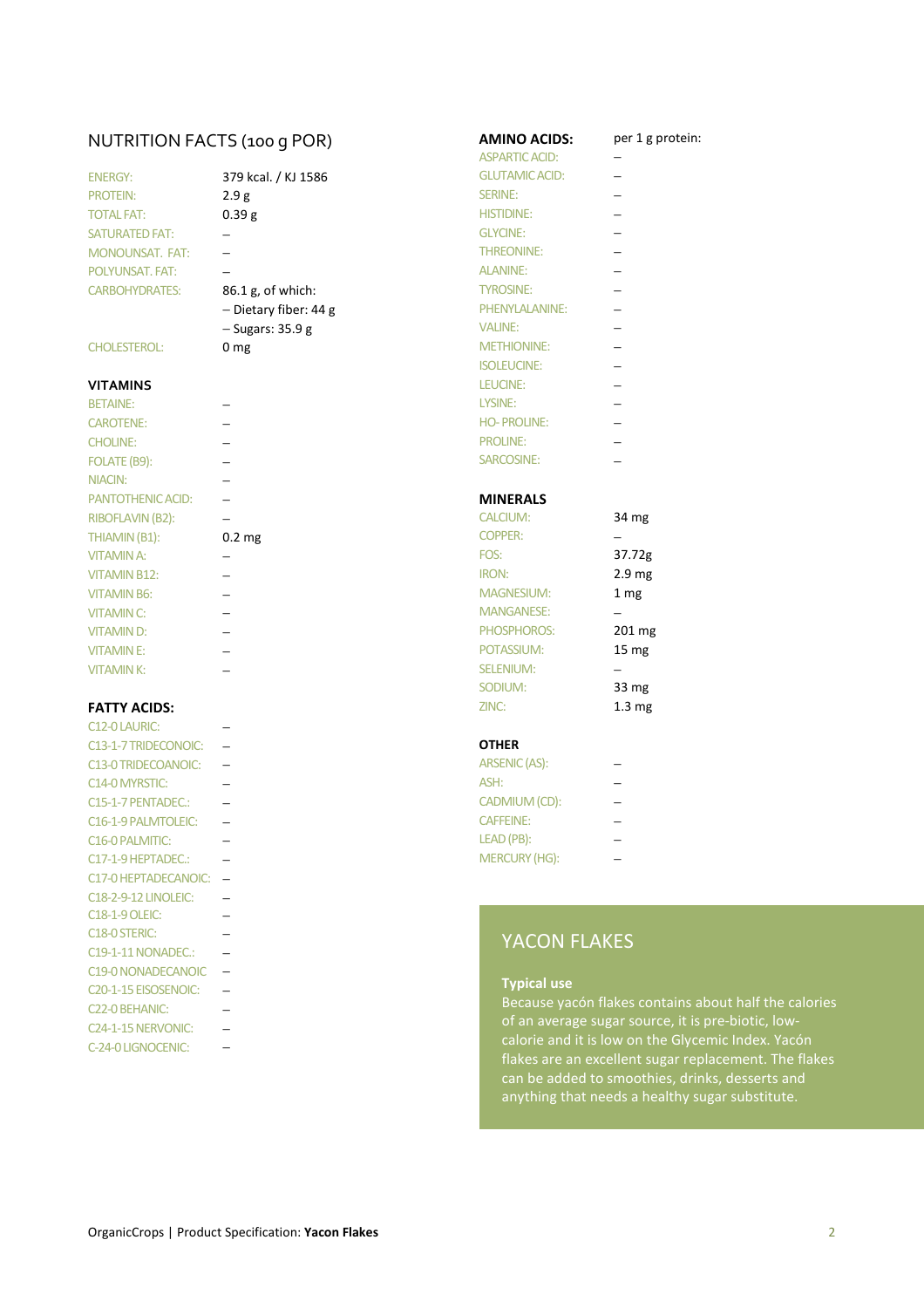## NUTRITION FACTS (100 g POR)

| | |
|---|---|
| ENERGY: | 379 kcal. / KJ 1586 |
| PROTEIN: | 2.9 g |
| TOTAL FAT: | 0.39 g |
| SATURATED FAT: | – |
| MONOUNSAT. FAT: | – |
| POLYUNSAT. FAT: | – |
| CARBOHYDRATES: | 86.1 g, of which: |
| | – Dietary fiber: 44 g |
| | – Sugars: 35.9 g |
| CHOLESTEROL: | 0 mg |

### VITAMINS

| | |
|---|---|
| BETAINE: | – |
| CAROTENE: | – |
| CHOLINE: | – |
| FOLATE (B9): | – |
| NIACIN: | – |
| PANTOTHENIC ACID: | – |
| RIBOFLAVIN (B2): | – |
| THIAMIN (B1): | 0.2 mg |
| VITAMIN A: | – |
| VITAMIN B12: | – |
| VITAMIN B6: | – |
| VITAMIN C: | – |
| VITAMIN D: | – |
| VITAMIN E: | – |
| VITAMIN K: | – |

### FATTY ACIDS:

| | |
|---|---|
| C12-0 LAURIC: | – |
| C13-1-7 TRIDECONOIC: | – |
| C13-0 TRIDECOANOIC: | – |
| C14-0 MYRSTIC: | – |
| C15-1-7 PENTADEC.: | – |
| C16-1-9 PALMTOLEIC: | – |
| C16-0 PALMITIC: | – |
| C17-1-9 HEPTADEC.: | – |
| C17-0 HEPTADECANOIC: | – |
| C18-2-9-12 LINOLEIC: | – |
| C18-1-9 OLEIC: | – |
| C18-0 STERIC: | – |
| C19-1-11 NONADEC.: | – |
| C19-0 NONADECANOIC | – |
| C20-1-15 EISOSENOIC: | – |
| C22-0 BEHANIC: | – |
| C24-1-15 NERVONIC: | – |
| C-24-0 LIGNOCENIC: | – |

### AMINO ACIDS:

| | per 1 g protein: |
|---|---|
| ASPARTIC ACID: | – |
| GLUTAMIC ACID: | – |
| SERINE: | – |
| HISTIDINE: | – |
| GLYCINE: | – |
| THREONINE: | – |
| ALANINE: | – |
| TYROSINE: | – |
| PHENYLALANINE: | – |
| VALINE: | – |
| METHIONINE: | – |
| ISOLEUCINE: | – |
| LEUCINE: | – |
| LYSINE: | – |
| HO- PROLINE: | – |
| PROLINE: | – |
| SARCOSINE: | – |

### MINERALS

| | |
|---|---|
| CALCIUM: | 34 mg |
| COPPER: | – |
| FOS: | 37.72g |
| IRON: | 2.9 mg |
| MAGNESIUM: | 1 mg |
| MANGANESE: | – |
| PHOSPHOROS: | 201 mg |
| POTASSIUM: | 15 mg |
| SELENIUM: | – |
| SODIUM: | 33 mg |
| ZINC: | 1.3 mg |

### OTHER

| | |
|---|---|
| ARSENIC (AS): | – |
| ASH: | – |
| CADMIUM (CD): | – |
| CAFFEINE: | – |
| LEAD (PB): | – |
| MERCURY (HG): | – |

## YACON FLAKES

**Typical use**

Because yacón flakes contains about half the calories of an average sugar source, it is pre-biotic, low-calorie and it is low on the Glycemic Index. Yacón flakes are an excellent sugar replacement. The flakes can be added to smoothies, drinks, desserts and anything that needs a healthy sugar substitute.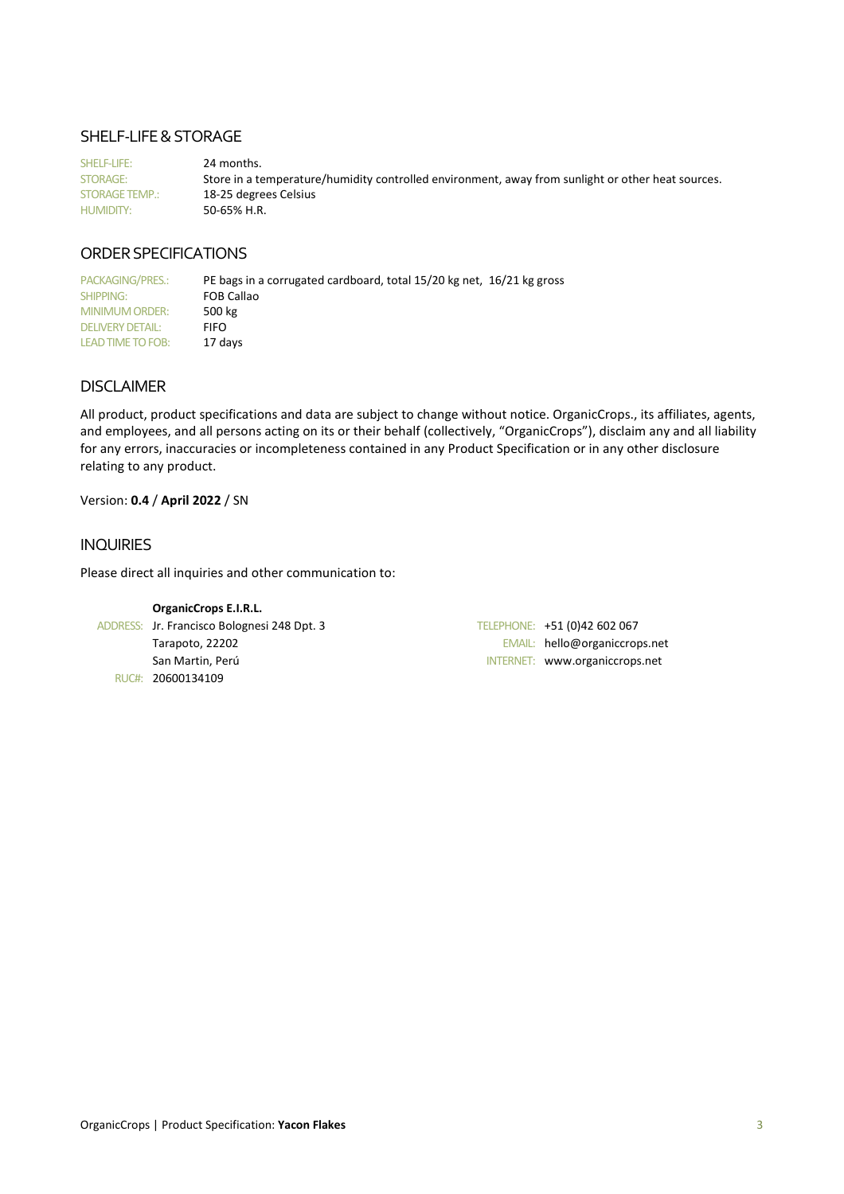## SHELF-LIFE & STORAGE

| | |
|---|---|
| SHELF-LIFE: | 24 months. |
| STORAGE: | Store in a temperature/humidity controlled environment, away from sunlight or other heat sources. |
| STORAGE TEMP.: | 18-25 degrees Celsius |
| HUMIDITY: | 50-65% H.R. |

## ORDER SPECIFICATIONS

| | |
|---|---|
| PACKAGING/PRES.: | PE bags in a corrugated cardboard, total 15/20 kg net, 16/21 kg gross |
| SHIPPING: | FOB Callao |
| MINIMUM ORDER: | 500 kg |
| DELIVERY DETAIL: | FIFO |
| LEAD TIME TO FOB: | 17 days |

## DISCLAIMER

All product, product specifications and data are subject to change without notice. OrganicCrops., its affiliates, agents, and employees, and all persons acting on its or their behalf (collectively, "OrganicCrops"), disclaim any and all liability for any errors, inaccuracies or incompleteness contained in any Product Specification or in any other disclosure relating to any product.

Version: **0.4** / **April 2022** / SN

## INQUIRIES

Please direct all inquiries and other communication to:

**OrganicCrops E.I.R.L.**

ADDRESS: Jr. Francisco Bolognesi 248 Dpt. 3
Tarapoto, 22202
San Martin, Perú
RUC#: 20600134109

TELEPHONE: +51 (0)42 602 067
EMAIL: hello@organiccrops.net
INTERNET: www.organiccrops.net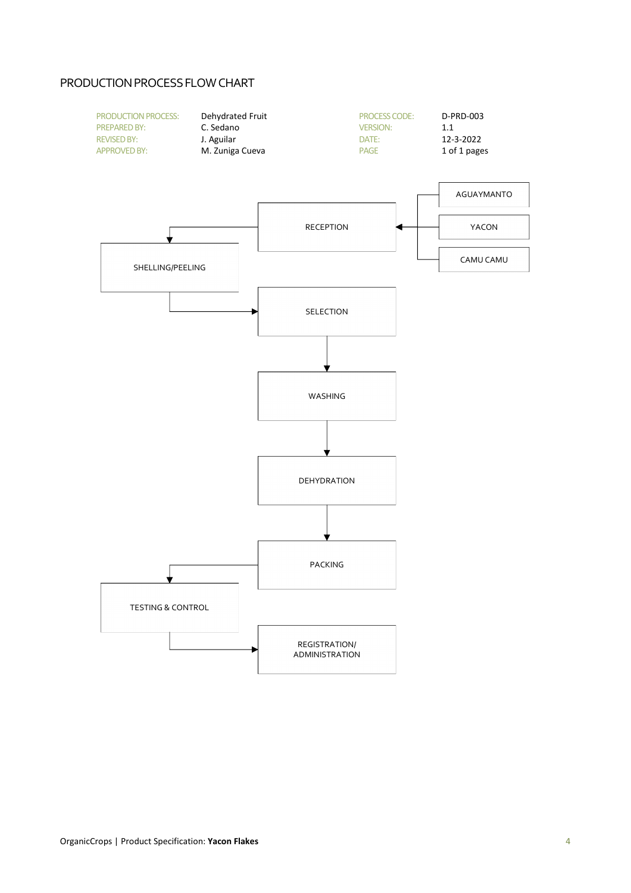## PRODUCTION PROCESS FLOW CHART

| | | | |
|---|---|---|---|
| PRODUCTION PROCESS: | Dehydrated Fruit | PROCESS CODE: | D-PRD-003 |
| PREPARED BY: | C. Sedano | VERSION: | 1.1 |
| REVISED BY: | J. Aguilar | DATE: | 12-3-2022 |
| APPROVED BY: | M. Zuniga Cueva | PAGE | 1 of 1 pages |

AGUAYMANTO

YACON

CAMU CAMU

RECEPTION

SHELLING/PEELING

SELECTION

WASHING

DEHYDRATION

PACKING

TESTING & CONTROL

REGISTRATION/ ADMINISTRATION